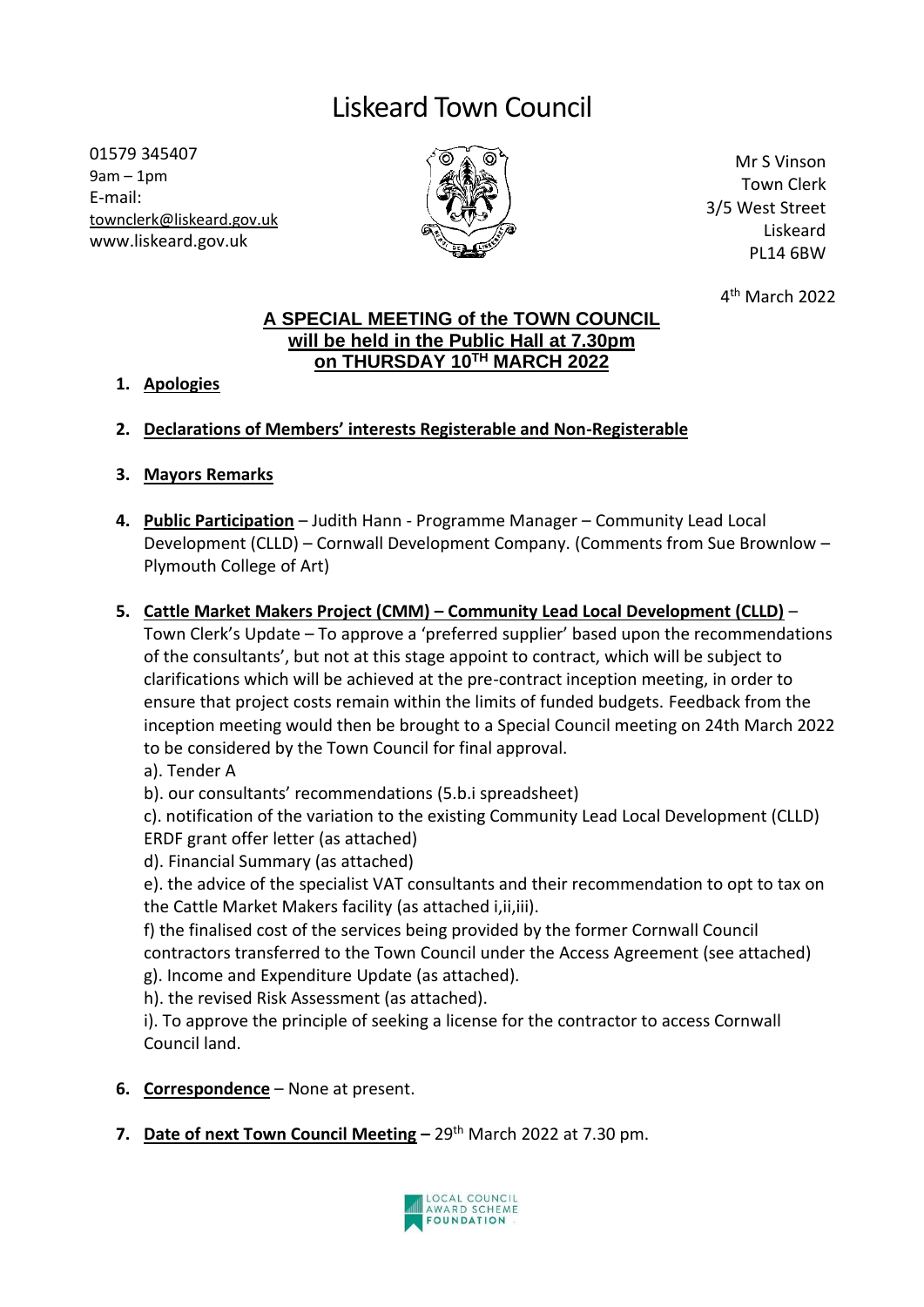# Liskeard Town Council

01579 345407
9am – 1pm
E-mail:
townclerk@liskeard.gov.uk
www.liskeard.gov.uk

Mr S Vinson
Town Clerk
3/5 West Street
Liskeard
PL14 6BW

4th March 2022

**A SPECIAL MEETING of the TOWN COUNCIL will be held in the Public Hall at 7.30pm on THURSDAY 10TH MARCH 2022**

1. **Apologies**

2. **Declarations of Members' interests Registerable and Non-Registerable**

3. **Mayors Remarks**

4. **Public Participation** – Judith Hann - Programme Manager – Community Lead Local Development (CLLD) – Cornwall Development Company. (Comments from Sue Brownlow – Plymouth College of Art)

5. **Cattle Market Makers Project (CMM) – Community Lead Local Development (CLLD)** – Town Clerk's Update – To approve a 'preferred supplier' based upon the recommendations of the consultants', but not at this stage appoint to contract, which will be subject to clarifications which will be achieved at the pre-contract inception meeting, in order to ensure that project costs remain within the limits of funded budgets. Feedback from the inception meeting would then be brought to a Special Council meeting on 24th March 2022 to be considered by the Town Council for final approval.
   a). Tender A
   b). our consultants' recommendations (5.b.i spreadsheet)
   c). notification of the variation to the existing Community Lead Local Development (CLLD) ERDF grant offer letter (as attached)
   d). Financial Summary (as attached)
   e). the advice of the specialist VAT consultants and their recommendation to opt to tax on the Cattle Market Makers facility (as attached i,ii,iii).
   f) the finalised cost of the services being provided by the former Cornwall Council contractors transferred to the Town Council under the Access Agreement (see attached)
   g). Income and Expenditure Update (as attached).
   h). the revised Risk Assessment (as attached).
   i). To approve the principle of seeking a license for the contractor to access Cornwall Council land.

6. **Correspondence** – None at present.

7. **Date of next Town Council Meeting** – 29th March 2022 at 7.30 pm.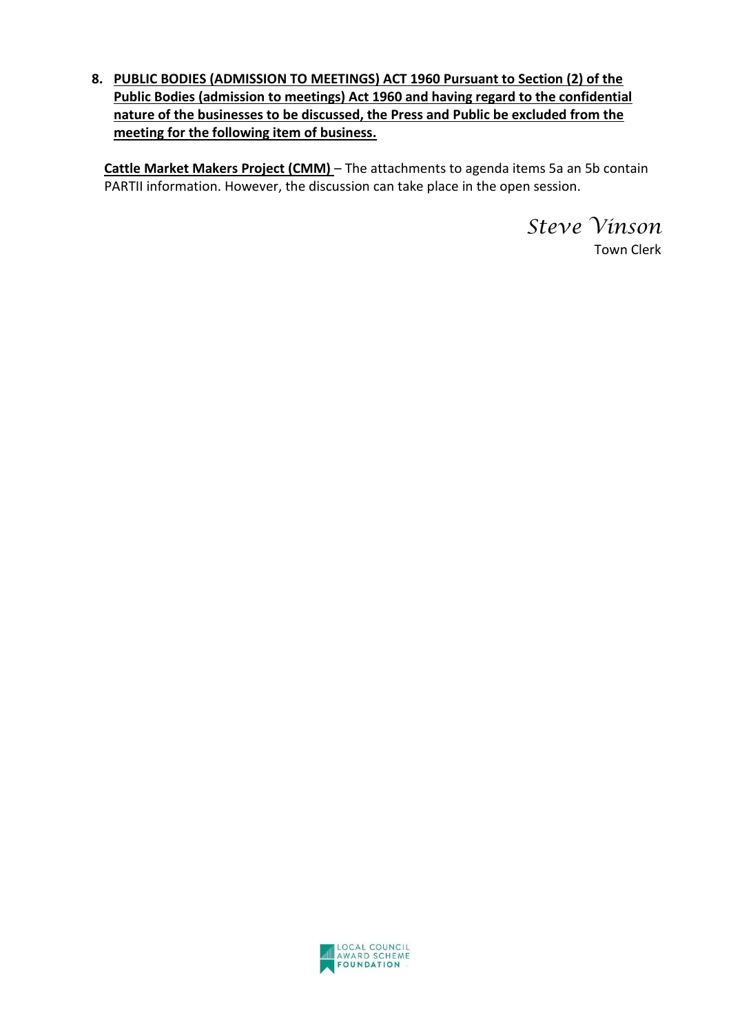8. **PUBLIC BODIES (ADMISSION TO MEETINGS) ACT 1960 Pursuant to Section (2) of the Public Bodies (admission to meetings) Act 1960 and having regard to the confidential nature of the businesses to be discussed, the Press and Public be excluded from the meeting for the following item of business.**

**Cattle Market Makers Project (CMM)** – The attachments to agenda items 5a an 5b contain PARTII information. However, the discussion can take place in the open session.

*Steve Vinson*

Town Clerk